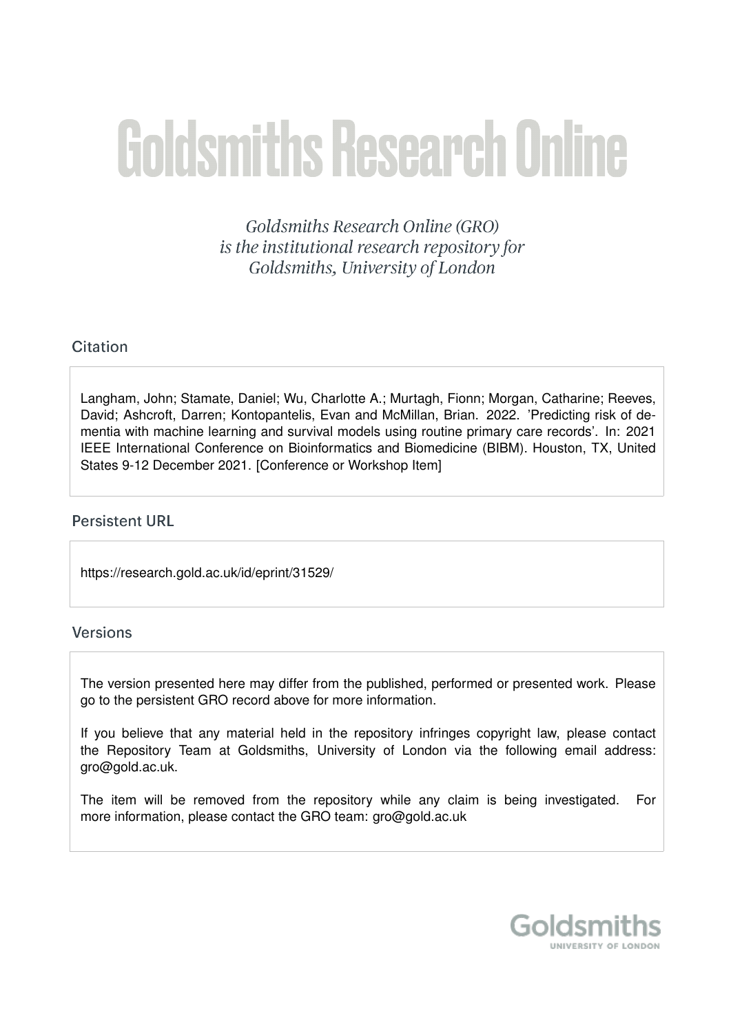# Goldsmiths Research Online

*Goldsmiths Research Online (GRO) is the institutional research repository for Goldsmiths, University of London*

## Citation

Langham, John; Stamate, Daniel; Wu, Charlotte A.; Murtagh, Fionn; Morgan, Catharine; Reeves, David; Ashcroft, Darren; Kontopantelis, Evan and McMillan, Brian. 2022. 'Predicting risk of dementia with machine learning and survival models using routine primary care records'. In: 2021 IEEE International Conference on Bioinformatics and Biomedicine (BIBM). Houston, TX, United States 9-12 December 2021. [Conference or Workshop Item]

## Persistent URL

https://research.gold.ac.uk/id/eprint/31529/

## Versions

The version presented here may differ from the published, performed or presented work. Please go to the persistent GRO record above for more information.

If you believe that any material held in the repository infringes copyright law, please contact the Repository Team at Goldsmiths, University of London via the following email address: gro@gold.ac.uk.

The item will be removed from the repository while any claim is being investigated. For more information, please contact the GRO team: gro@gold.ac.uk

Goldsmiths
UNIVERSITY OF LONDON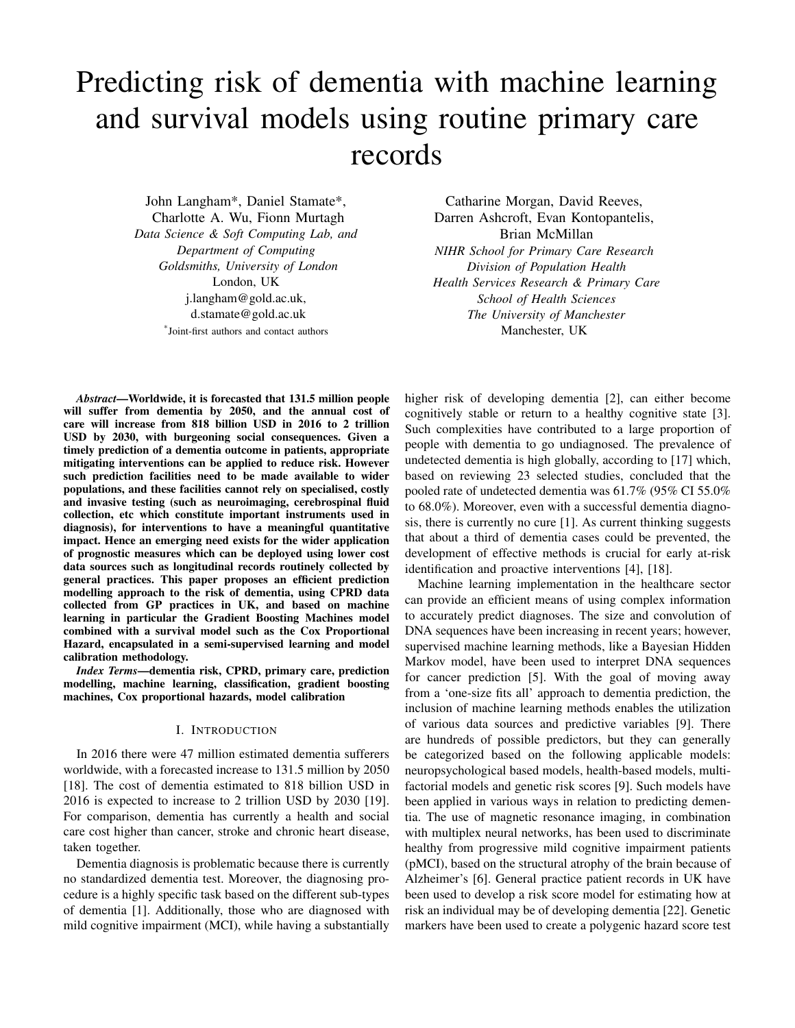# Predicting risk of dementia with machine learning and survival models using routine primary care records

John Langham*, Daniel Stamate*, Charlotte A. Wu, Fionn Murtagh
*Data Science & Soft Computing Lab, and Department of Computing Goldsmiths, University of London*
London, UK
j.langham@gold.ac.uk, d.stamate@gold.ac.uk
*Joint-first authors and contact authors

Catharine Morgan, David Reeves, Darren Ashcroft, Evan Kontopantelis, Brian McMillan
*NIHR School for Primary Care Research Division of Population Health Health Services Research & Primary Care School of Health Sciences The University of Manchester*
Manchester, UK

***Abstract*—Worldwide, it is forecasted that 131.5 million people will suffer from dementia by 2050, and the annual cost of care will increase from 818 billion USD in 2016 to 2 trillion USD by 2030, with burgeoning social consequences. Given a timely prediction of a dementia outcome in patients, appropriate mitigating interventions can be applied to reduce risk. However such prediction facilities need to be made available to wider populations, and these facilities cannot rely on specialised, costly and invasive testing (such as neuroimaging, cerebrospinal fluid collection, etc which constitute important instruments used in diagnosis), for interventions to have a meaningful quantitative impact. Hence an emerging need exists for the wider application of prognostic measures which can be deployed using lower cost data sources such as longitudinal records routinely collected by general practices. This paper proposes an efficient prediction modelling approach to the risk of dementia, using CPRD data collected from GP practices in UK, and based on machine learning in particular the Gradient Boosting Machines model combined with a survival model such as the Cox Proportional Hazard, encapsulated in a semi-supervised learning and model calibration methodology.**

***Index Terms*—dementia risk, CPRD, primary care, prediction modelling, machine learning, classification, gradient boosting machines, Cox proportional hazards, model calibration**

## I. Introduction

In 2016 there were 47 million estimated dementia sufferers worldwide, with a forecasted increase to 131.5 million by 2050 [18]. The cost of dementia estimated to 818 billion USD in 2016 is expected to increase to 2 trillion USD by 2030 [19]. For comparison, dementia has currently a health and social care cost higher than cancer, stroke and chronic heart disease, taken together.

Dementia diagnosis is problematic because there is currently no standardized dementia test. Moreover, the diagnosing procedure is a highly specific task based on the different sub-types of dementia [1]. Additionally, those who are diagnosed with mild cognitive impairment (MCI), while having a substantially higher risk of developing dementia [2], can either become cognitively stable or return to a healthy cognitive state [3]. Such complexities have contributed to a large proportion of people with dementia to go undiagnosed. The prevalence of undetected dementia is high globally, according to [17] which, based on reviewing 23 selected studies, concluded that the pooled rate of undetected dementia was 61.7% (95% CI 55.0% to 68.0%). Moreover, even with a successful dementia diagnosis, there is currently no cure [1]. As current thinking suggests that about a third of dementia cases could be prevented, the development of effective methods is crucial for early at-risk identification and proactive interventions [4], [18].

Machine learning implementation in the healthcare sector can provide an efficient means of using complex information to accurately predict diagnoses. The size and convolution of DNA sequences have been increasing in recent years; however, supervised machine learning methods, like a Bayesian Hidden Markov model, have been used to interpret DNA sequences for cancer prediction [5]. With the goal of moving away from a 'one-size fits all' approach to dementia prediction, the inclusion of machine learning methods enables the utilization of various data sources and predictive variables [9]. There are hundreds of possible predictors, but they can generally be categorized based on the following applicable models: neuropsychological based models, health-based models, multi-factorial models and genetic risk scores [9]. Such models have been applied in various ways in relation to predicting dementia. The use of magnetic resonance imaging, in combination with multiplex neural networks, has been used to discriminate healthy from progressive mild cognitive impairment patients (pMCI), based on the structural atrophy of the brain because of Alzheimer's [6]. General practice patient records in UK have been used to develop a risk score model for estimating how at risk an individual may be of developing dementia [22]. Genetic markers have been used to create a polygenic hazard score test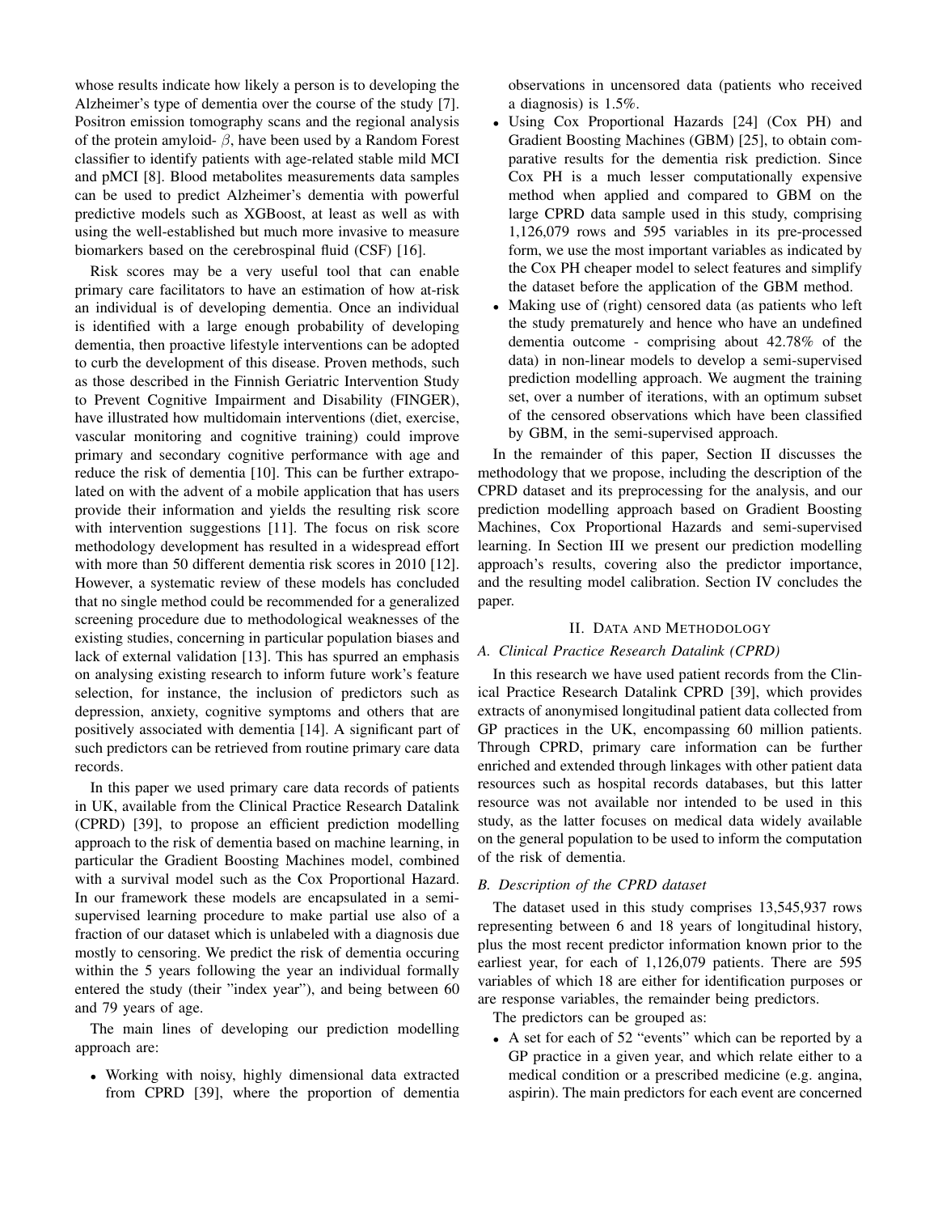whose results indicate how likely a person is to developing the Alzheimer's type of dementia over the course of the study [7]. Positron emission tomography scans and the regional analysis of the protein amyloid- $\beta$, have been used by a Random Forest classifier to identify patients with age-related stable mild MCI and pMCI [8]. Blood metabolites measurements data samples can be used to predict Alzheimer's dementia with powerful predictive models such as XGBoost, at least as well as with using the well-established but much more invasive to measure biomarkers based on the cerebrospinal fluid (CSF) [16].

Risk scores may be a very useful tool that can enable primary care facilitators to have an estimation of how at-risk an individual is of developing dementia. Once an individual is identified with a large enough probability of developing dementia, then proactive lifestyle interventions can be adopted to curb the development of this disease. Proven methods, such as those described in the Finnish Geriatric Intervention Study to Prevent Cognitive Impairment and Disability (FINGER), have illustrated how multidomain interventions (diet, exercise, vascular monitoring and cognitive training) could improve primary and secondary cognitive performance with age and reduce the risk of dementia [10]. This can be further extrapolated on with the advent of a mobile application that has users provide their information and yields the resulting risk score with intervention suggestions [11]. The focus on risk score methodology development has resulted in a widespread effort with more than 50 different dementia risk scores in 2010 [12]. However, a systematic review of these models has concluded that no single method could be recommended for a generalized screening procedure due to methodological weaknesses of the existing studies, concerning in particular population biases and lack of external validation [13]. This has spurred an emphasis on analysing existing research to inform future work's feature selection, for instance, the inclusion of predictors such as depression, anxiety, cognitive symptoms and others that are positively associated with dementia [14]. A significant part of such predictors can be retrieved from routine primary care data records.

In this paper we used primary care data records of patients in UK, available from the Clinical Practice Research Datalink (CPRD) [39], to propose an efficient prediction modelling approach to the risk of dementia based on machine learning, in particular the Gradient Boosting Machines model, combined with a survival model such as the Cox Proportional Hazard. In our framework these models are encapsulated in a semi-supervised learning procedure to make partial use also of a fraction of our dataset which is unlabeled with a diagnosis due mostly to censoring. We predict the risk of dementia occuring within the 5 years following the year an individual formally entered the study (their "index year"), and being between 60 and 79 years of age.

The main lines of developing our prediction modelling approach are:

- Working with noisy, highly dimensional data extracted from CPRD [39], where the proportion of dementia observations in uncensored data (patients who received a diagnosis) is 1.5%.
- Using Cox Proportional Hazards [24] (Cox PH) and Gradient Boosting Machines (GBM) [25], to obtain comparative results for the dementia risk prediction. Since Cox PH is a much lesser computationally expensive method when applied and compared to GBM on the large CPRD data sample used in this study, comprising 1,126,079 rows and 595 variables in its pre-processed form, we use the most important variables as indicated by the Cox PH cheaper model to select features and simplify the dataset before the application of the GBM method.
- Making use of (right) censored data (as patients who left the study prematurely and hence who have an undefined dementia outcome - comprising about 42.78% of the data) in non-linear models to develop a semi-supervised prediction modelling approach. We augment the training set, over a number of iterations, with an optimum subset of the censored observations which have been classified by GBM, in the semi-supervised approach.

In the remainder of this paper, Section II discusses the methodology that we propose, including the description of the CPRD dataset and its preprocessing for the analysis, and our prediction modelling approach based on Gradient Boosting Machines, Cox Proportional Hazards and semi-supervised learning. In Section III we present our prediction modelling approach's results, covering also the predictor importance, and the resulting model calibration. Section IV concludes the paper.

## II. Data and Methodology

### A. Clinical Practice Research Datalink (CPRD)

In this research we have used patient records from the Clinical Practice Research Datalink CPRD [39], which provides extracts of anonymised longitudinal patient data collected from GP practices in the UK, encompassing 60 million patients. Through CPRD, primary care information can be further enriched and extended through linkages with other patient data resources such as hospital records databases, but this latter resource was not available nor intended to be used in this study, as the latter focuses on medical data widely available on the general population to be used to inform the computation of the risk of dementia.

### B. Description of the CPRD dataset

The dataset used in this study comprises 13,545,937 rows representing between 6 and 18 years of longitudinal history, plus the most recent predictor information known prior to the earliest year, for each of 1,126,079 patients. There are 595 variables of which 18 are either for identification purposes or are response variables, the remainder being predictors.

The predictors can be grouped as:

- A set for each of 52 "events" which can be reported by a GP practice in a given year, and which relate either to a medical condition or a prescribed medicine (e.g. angina, aspirin). The main predictors for each event are concerned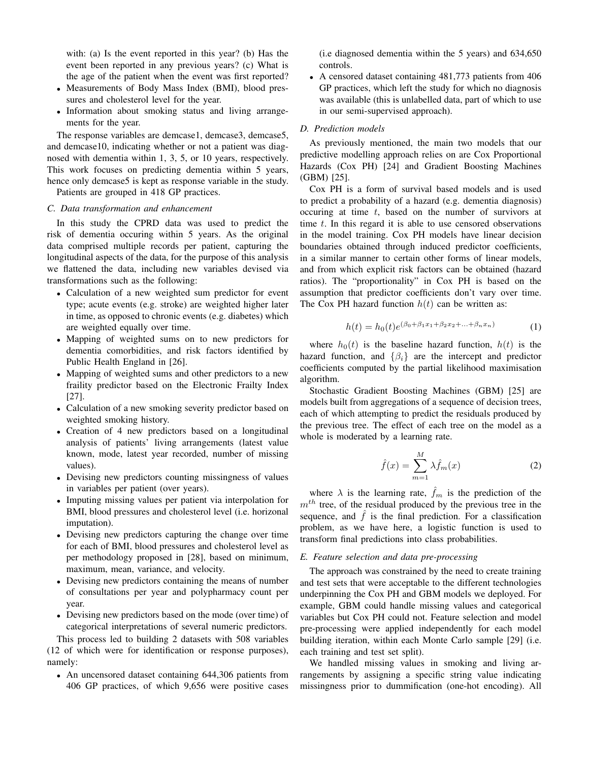with: (a) Is the event reported in this year? (b) Has the event been reported in any previous years? (c) What is the age of the patient when the event was first reported?

- Measurements of Body Mass Index (BMI), blood pressures and cholesterol level for the year.
- Information about smoking status and living arrangements for the year.

The response variables are demcase1, demcase3, demcase5, and demcase10, indicating whether or not a patient was diagnosed with dementia within 1, 3, 5, or 10 years, respectively. This work focuses on predicting dementia within 5 years, hence only demcase5 is kept as response variable in the study.

Patients are grouped in 418 GP practices.

### C. Data transformation and enhancement

In this study the CPRD data was used to predict the risk of dementia occuring within 5 years. As the original data comprised multiple records per patient, capturing the longitudinal aspects of the data, for the purpose of this analysis we flattened the data, including new variables devised via transformations such as the following:

- Calculation of a new weighted sum predictor for event type; acute events (e.g. stroke) are weighted higher later in time, as opposed to chronic events (e.g. diabetes) which are weighted equally over time.
- Mapping of weighted sums on to new predictors for dementia comorbidities, and risk factors identified by Public Health England in [26].
- Mapping of weighted sums and other predictors to a new frailty predictor based on the Electronic Frailty Index [27].
- Calculation of a new smoking severity predictor based on weighted smoking history.
- Creation of 4 new predictors based on a longitudinal analysis of patients' living arrangements (latest value known, mode, latest year recorded, number of missing values).
- Devising new predictors counting missingness of values in variables per patient (over years).
- Imputing missing values per patient via interpolation for BMI, blood pressures and cholesterol level (i.e. horizonal imputation).
- Devising new predictors capturing the change over time for each of BMI, blood pressures and cholesterol level as per methodology proposed in [28], based on minimum, maximum, mean, variance, and velocity.
- Devising new predictors containing the means of number of consultations per year and polypharmacy count per year.
- Devising new predictors based on the mode (over time) of categorical interpretations of several numeric predictors.

This process led to building 2 datasets with 508 variables (12 of which were for identification or response purposes), namely:

- An uncensored dataset containing 644,306 patients from 406 GP practices, of which 9,656 were positive cases (i.e diagnosed dementia within the 5 years) and 634,650 controls.
- A censored dataset containing 481,773 patients from 406 GP practices, which left the study for which no diagnosis was available (this is unlabelled data, part of which to use in our semi-supervised approach).

### D. Prediction models

As previously mentioned, the main two models that our predictive modelling approach relies on are Cox Proportional Hazards (Cox PH) [24] and Gradient Boosting Machines (GBM) [25].

Cox PH is a form of survival based models and is used to predict a probability of a hazard (e.g. dementia diagnosis) occuring at time $t$, based on the number of survivors at time $t$. In this regard it is able to use censored observations in the model training. Cox PH models have linear decision boundaries obtained through induced predictor coefficients, in a similar manner to certain other forms of linear models, and from which explicit risk factors can be obtained (hazard ratios). The "proportionality" in Cox PH is based on the assumption that predictor coefficients don't vary over time. The Cox PH hazard function $h(t)$ can be written as:

$$h(t) = h_0(t)e^{(\beta_0+\beta_1 x_1+\beta_2 x_2+...+\beta_n x_n)} \tag{1}$$

where $h_0(t)$ is the baseline hazard function, $h(t)$ is the hazard function, and $\{\beta_i\}$ are the intercept and predictor coefficients computed by the partial likelihood maximisation algorithm.

Stochastic Gradient Boosting Machines (GBM) [25] are models built from aggregations of a sequence of decision trees, each of which attempting to predict the residuals produced by the previous tree. The effect of each tree on the model as a whole is moderated by a learning rate.

$$\hat{f}(x) = \sum_{m=1}^{M} \lambda \hat{f}_m(x) \tag{2}$$

where $\lambda$ is the learning rate, $\hat{f}_m$ is the prediction of the $m^{th}$ tree, of the residual produced by the previous tree in the sequence, and $\hat{f}$ is the final prediction. For a classification problem, as we have here, a logistic function is used to transform final predictions into class probabilities.

### E. Feature selection and data pre-processing

The approach was constrained by the need to create training and test sets that were acceptable to the different technologies underpinning the Cox PH and GBM models we deployed. For example, GBM could handle missing values and categorical variables but Cox PH could not. Feature selection and model pre-processing were applied independently for each model building iteration, within each Monte Carlo sample [29] (i.e. each training and test set split).

We handled missing values in smoking and living arrangements by assigning a specific string value indicating missingness prior to dummification (one-hot encoding). All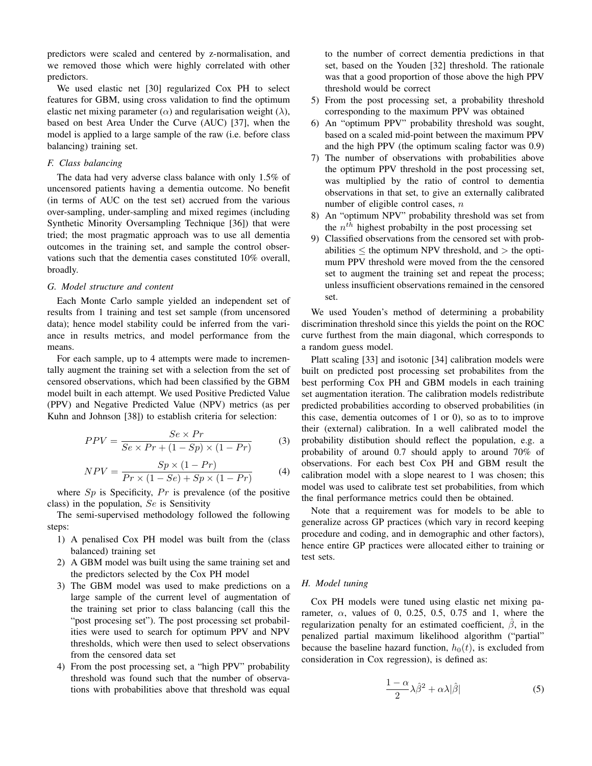predictors were scaled and centered by z-normalisation, and we removed those which were highly correlated with other predictors.

We used elastic net [30] regularized Cox PH to select features for GBM, using cross validation to find the optimum elastic net mixing parameter ($\alpha$) and regularisation weight ($\lambda$), based on best Area Under the Curve (AUC) [37], when the model is applied to a large sample of the raw (i.e. before class balancing) training set.

### F. Class balancing

The data had very adverse class balance with only 1.5% of uncensored patients having a dementia outcome. No benefit (in terms of AUC on the test set) accrued from the various over-sampling, under-sampling and mixed regimes (including Synthetic Minority Oversampling Technique [36]) that were tried; the most pragmatic approach was to use all dementia outcomes in the training set, and sample the control observations such that the dementia cases constituted 10% overall, broadly.

### G. Model structure and content

Each Monte Carlo sample yielded an independent set of results from 1 training and test set sample (from uncensored data); hence model stability could be inferred from the variance in results metrics, and model performance from the means.

For each sample, up to 4 attempts were made to incrementally augment the training set with a selection from the set of censored observations, which had been classified by the GBM model built in each attempt. We used Positive Predicted Value (PPV) and Negative Predicted Value (NPV) metrics (as per Kuhn and Johnson [38]) to establish criteria for selection:

$$PPV = \frac{Se \times Pr}{Se \times Pr + (1 - Sp) \times (1 - Pr)} \tag{3}$$

$$NPV = \frac{Sp \times (1 - Pr)}{Pr \times (1 - Se) + Sp \times (1 - Pr)} \tag{4}$$

where $Sp$ is Specificity, $Pr$ is prevalence (of the positive class) in the population, $Se$ is Sensitivity

The semi-supervised methodology followed the following steps:

1) A penalised Cox PH model was built from the (class balanced) training set
2) A GBM model was built using the same training set and the predictors selected by the Cox PH model
3) The GBM model was used to make predictions on a large sample of the current level of augmentation of the training set prior to class balancing (call this the "post procesing set"). The post processing set probabilities were used to search for optimum PPV and NPV thresholds, which were then used to select observations from the censored data set
4) From the post processing set, a "high PPV" probability threshold was found such that the number of observations with probabilities above that threshold was equal to the number of correct dementia predictions in that set, based on the Youden [32] threshold. The rationale was that a good proportion of those above the high PPV threshold would be correct
5) From the post processing set, a probability threshold corresponding to the maximum PPV was obtained
6) An "optimum PPV" probability threshold was sought, based on a scaled mid-point between the maximum PPV and the high PPV (the optimum scaling factor was 0.9)
7) The number of observations with probabilities above the optimum PPV threshold in the post processing set, was multiplied by the ratio of control to dementia observations in that set, to give an externally calibrated number of eligible control cases, $n$
8) An "optimum NPV" probability threshold was set from the $n^{th}$ highest probabilty in the post processing set
9) Classified observations from the censored set with probabilities $\leq$ the optimum NPV threshold, and $>$ the optimum PPV threshold were moved from the the censored set to augment the training set and repeat the process; unless insufficient observations remained in the censored set.

We used Youden's method of determining a probability discrimination threshold since this yields the point on the ROC curve furthest from the main diagonal, which corresponds to a random guess model.

Platt scaling [33] and isotonic [34] calibration models were built on predicted post processing set probabilites from the best performing Cox PH and GBM models in each training set augmentation iteration. The calibration models redistribute predicted probabilities according to observed probabilities (in this case, dementia outcomes of 1 or 0), so as to to improve their (external) calibration. In a well calibrated model the probability distibution should reflect the population, e.g. a probability of around 0.7 should apply to around 70% of observations. For each best Cox PH and GBM result the calibration model with a slope nearest to 1 was chosen; this model was used to calibrate test set probabilities, from which the final performance metrics could then be obtained.

Note that a requirement was for models to be able to generalize across GP practices (which vary in record keeping procedure and coding, and in demographic and other factors), hence entire GP practices were allocated either to training or test sets.

### H. Model tuning

Cox PH models were tuned using elastic net mixing parameter, $\alpha$, values of 0, 0.25, 0.5, 0.75 and 1, where the regularization penalty for an estimated coefficient, $\hat{\beta}$, in the penalized partial maximum likelihood algorithm ("partial" because the baseline hazard function, $h_0(t)$, is excluded from consideration in Cox regression), is defined as:

$$\frac{1-\alpha}{2}\lambda\hat{\beta}^2 + \alpha\lambda|\hat{\beta}| \tag{5}$$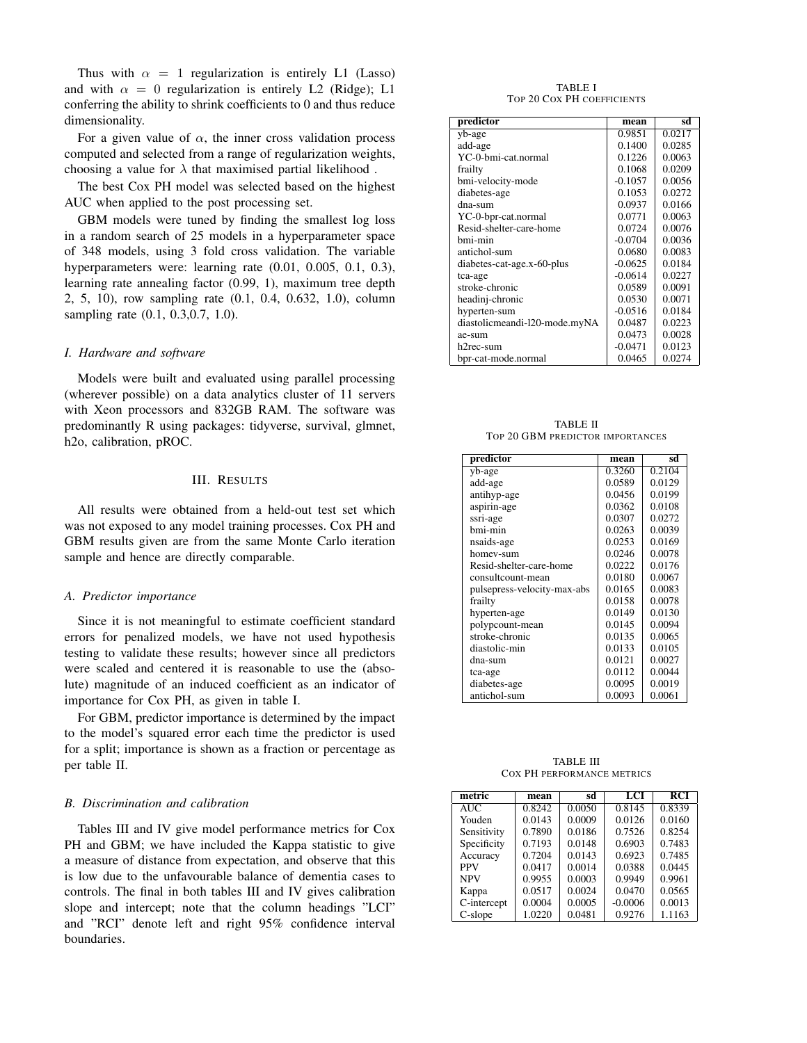Thus with $\alpha = 1$ regularization is entirely L1 (Lasso) and with $\alpha = 0$ regularization is entirely L2 (Ridge); L1 conferring the ability to shrink coefficients to 0 and thus reduce dimensionality.

For a given value of $\alpha$, the inner cross validation process computed and selected from a range of regularization weights, choosing a value for $\lambda$ that maximised partial likelihood .

The best Cox PH model was selected based on the highest AUC when applied to the post processing set.

GBM models were tuned by finding the smallest log loss in a random search of 25 models in a hyperparameter space of 348 models, using 3 fold cross validation. The variable hyperparameters were: learning rate (0.01, 0.005, 0.1, 0.3), learning rate annealing factor (0.99, 1), maximum tree depth 2, 5, 10), row sampling rate (0.1, 0.4, 0.632, 1.0), column sampling rate (0.1, 0.3,0.7, 1.0).

### *I. Hardware and software*

Models were built and evaluated using parallel processing (wherever possible) on a data analytics cluster of 11 servers with Xeon processors and 832GB RAM. The software was predominantly R using packages: tidyverse, survival, glmnet, h2o, calibration, pROC.

## III. Results

All results were obtained from a held-out test set which was not exposed to any model training processes. Cox PH and GBM results given are from the same Monte Carlo iteration sample and hence are directly comparable.

### *A. Predictor importance*

Since it is not meaningful to estimate coefficient standard errors for penalized models, we have not used hypothesis testing to validate these results; however since all predictors were scaled and centered it is reasonable to use the (absolute) magnitude of an induced coefficient as an indicator of importance for Cox PH, as given in table I.

For GBM, predictor importance is determined by the impact to the model's squared error each time the predictor is used for a split; importance is shown as a fraction or percentage as per table II.

### *B. Discrimination and calibration*

Tables III and IV give model performance metrics for Cox PH and GBM; we have included the Kappa statistic to give a measure of distance from expectation, and observe that this is low due to the unfavourable balance of dementia cases to controls. The final in both tables III and IV gives calibration slope and intercept; note that the column headings "LCI" and "RCI" denote left and right 95% confidence interval boundaries.

TABLE I
Top 20 Cox PH coefficients

| predictor | mean | sd |
|---|---|---|
| yb-age | 0.9851 | 0.0217 |
| add-age | 0.1400 | 0.0285 |
| YC-0-bmi-cat.normal | 0.1226 | 0.0063 |
| frailty | 0.1068 | 0.0209 |
| bmi-velocity-mode | -0.1057 | 0.0056 |
| diabetes-age | 0.1053 | 0.0272 |
| dna-sum | 0.0937 | 0.0166 |
| YC-0-bpr-cat.normal | 0.0771 | 0.0063 |
| Resid-shelter-care-home | 0.0724 | 0.0076 |
| bmi-min | -0.0704 | 0.0036 |
| antichol-sum | 0.0680 | 0.0083 |
| diabetes-cat-age.x-60-plus | -0.0625 | 0.0184 |
| tca-age | -0.0614 | 0.0227 |
| stroke-chronic | 0.0589 | 0.0091 |
| headinj-chronic | 0.0530 | 0.0071 |
| hyperten-sum | -0.0516 | 0.0184 |
| diastolicmeandi-l20-mode.myNA | 0.0487 | 0.0223 |
| ae-sum | 0.0473 | 0.0028 |
| h2rec-sum | -0.0471 | 0.0123 |
| bpr-cat-mode.normal | 0.0465 | 0.0274 |

TABLE II
Top 20 GBM predictor importances

| predictor | mean | sd |
|---|---|---|
| yb-age | 0.3260 | 0.2104 |
| add-age | 0.0589 | 0.0129 |
| antihyp-age | 0.0456 | 0.0199 |
| aspirin-age | 0.0362 | 0.0108 |
| ssri-age | 0.0307 | 0.0272 |
| bmi-min | 0.0263 | 0.0039 |
| nsaids-age | 0.0253 | 0.0169 |
| homev-sum | 0.0246 | 0.0078 |
| Resid-shelter-care-home | 0.0222 | 0.0176 |
| consultcount-mean | 0.0180 | 0.0067 |
| pulsepress-velocity-max-abs | 0.0165 | 0.0083 |
| frailty | 0.0158 | 0.0078 |
| hyperten-age | 0.0149 | 0.0130 |
| polypcount-mean | 0.0145 | 0.0094 |
| stroke-chronic | 0.0135 | 0.0065 |
| diastolic-min | 0.0133 | 0.0105 |
| dna-sum | 0.0121 | 0.0027 |
| tca-age | 0.0112 | 0.0044 |
| diabetes-age | 0.0095 | 0.0019 |
| antichol-sum | 0.0093 | 0.0061 |

TABLE III
Cox PH performance metrics

| metric | mean | sd | LCI | RCI |
|---|---|---|---|---|
| AUC | 0.8242 | 0.0050 | 0.8145 | 0.8339 |
| Youden | 0.0143 | 0.0009 | 0.0126 | 0.0160 |
| Sensitivity | 0.7890 | 0.0186 | 0.7526 | 0.8254 |
| Specificity | 0.7193 | 0.0148 | 0.6903 | 0.7483 |
| Accuracy | 0.7204 | 0.0143 | 0.6923 | 0.7485 |
| PPV | 0.0417 | 0.0014 | 0.0388 | 0.0445 |
| NPV | 0.9955 | 0.0003 | 0.9949 | 0.9961 |
| Kappa | 0.0517 | 0.0024 | 0.0470 | 0.0565 |
| C-intercept | 0.0004 | 0.0005 | -0.0006 | 0.0013 |
| C-slope | 1.0220 | 0.0481 | 0.9276 | 1.1163 |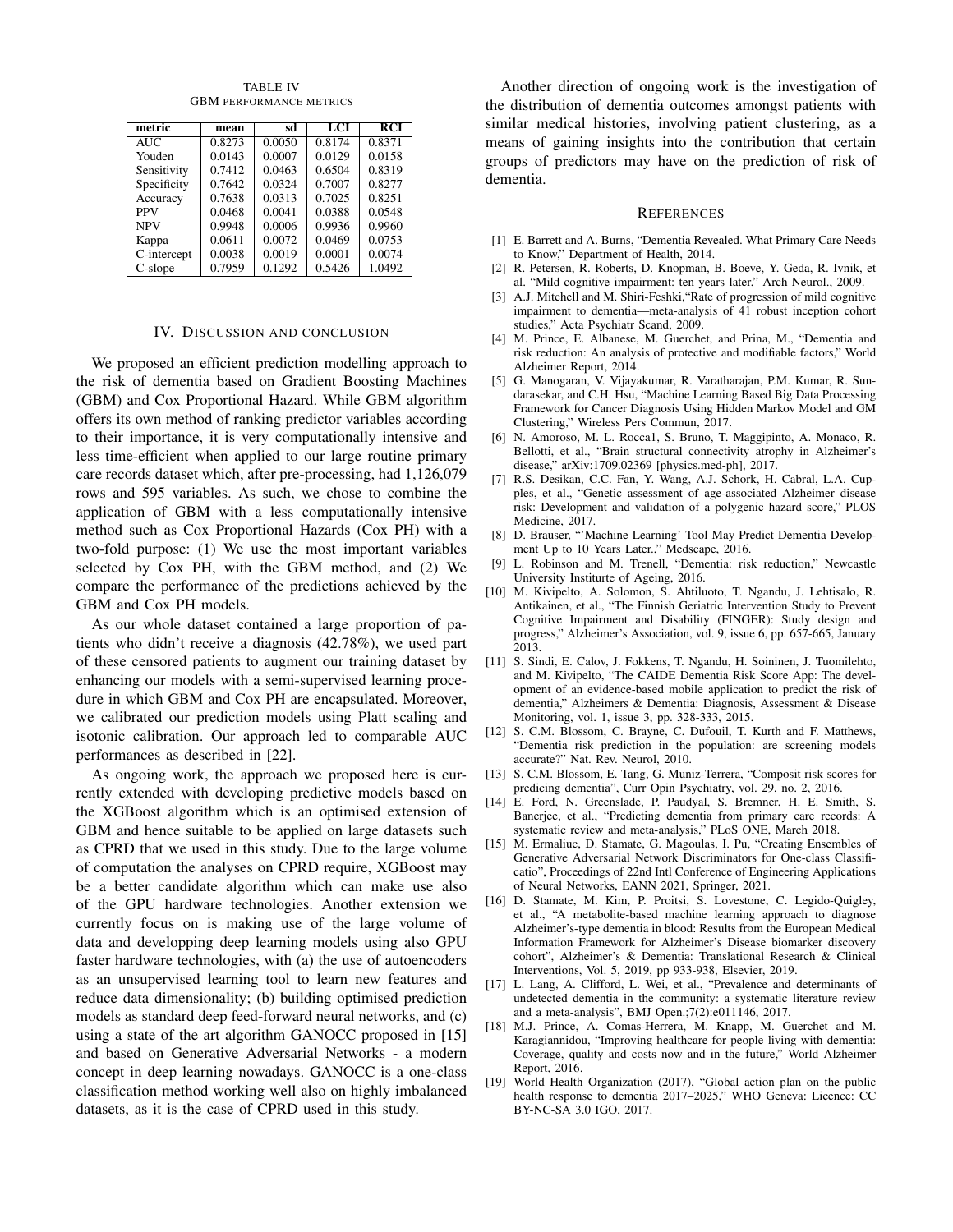TABLE IV
GBM PERFORMANCE METRICS

| metric | mean | sd | LCI | RCI |
|---|---|---|---|---|
| AUC | 0.8273 | 0.0050 | 0.8174 | 0.8371 |
| Youden | 0.0143 | 0.0007 | 0.0129 | 0.0158 |
| Sensitivity | 0.7412 | 0.0463 | 0.6504 | 0.8319 |
| Specificity | 0.7642 | 0.0324 | 0.7007 | 0.8277 |
| Accuracy | 0.7638 | 0.0313 | 0.7025 | 0.8251 |
| PPV | 0.0468 | 0.0041 | 0.0388 | 0.0548 |
| NPV | 0.9948 | 0.0006 | 0.9936 | 0.9960 |
| Kappa | 0.0611 | 0.0072 | 0.0469 | 0.0753 |
| C-intercept | 0.0038 | 0.0019 | 0.0001 | 0.0074 |
| C-slope | 0.7959 | 0.1292 | 0.5426 | 1.0492 |

## IV. DISCUSSION AND CONCLUSION

We proposed an efficient prediction modelling approach to the risk of dementia based on Gradient Boosting Machines (GBM) and Cox Proportional Hazard. While GBM algorithm offers its own method of ranking predictor variables according to their importance, it is very computationally intensive and less time-efficient when applied to our large routine primary care records dataset which, after pre-processing, had 1,126,079 rows and 595 variables. As such, we chose to combine the application of GBM with a less computationally intensive method such as Cox Proportional Hazards (Cox PH) with a two-fold purpose: (1) We use the most important variables selected by Cox PH, with the GBM method, and (2) We compare the performance of the predictions achieved by the GBM and Cox PH models.

As our whole dataset contained a large proportion of patients who didn't receive a diagnosis (42.78%), we used part of these censored patients to augment our training dataset by enhancing our models with a semi-supervised learning procedure in which GBM and Cox PH are encapsulated. Moreover, we calibrated our prediction models using Platt scaling and isotonic calibration. Our approach led to comparable AUC performances as described in [22].

As ongoing work, the approach we proposed here is currently extended with developing predictive models based on the XGBoost algorithm which is an optimised extension of GBM and hence suitable to be applied on large datasets such as CPRD that we used in this study. Due to the large volume of computation the analyses on CPRD require, XGBoost may be a better candidate algorithm which can make use also of the GPU hardware technologies. Another extension we currently focus on is making use of the large volume of data and developping deep learning models using also GPU faster hardware technologies, with (a) the use of autoencoders as an unsupervised learning tool to learn new features and reduce data dimensionality; (b) building optimised prediction models as standard deep feed-forward neural networks, and (c) using a state of the art algorithm GANOCC proposed in [15] and based on Generative Adversarial Networks - a modern concept in deep learning nowadays. GANOCC is a one-class classification method working well also on highly imbalanced datasets, as it is the case of CPRD used in this study.

Another direction of ongoing work is the investigation of the distribution of dementia outcomes amongst patients with similar medical histories, involving patient clustering, as a means of gaining insights into the contribution that certain groups of predictors may have on the prediction of risk of dementia.

## REFERENCES

[1] E. Barrett and A. Burns, "Dementia Revealed. What Primary Care Needs to Know," Department of Health, 2014.

[2] R. Petersen, R. Roberts, D. Knopman, B. Boeve, Y. Geda, R. Ivnik, et al. "Mild cognitive impairment: ten years later," Arch Neurol., 2009.

[3] A.J. Mitchell and M. Shiri-Feshki,"Rate of progression of mild cognitive impairment to dementia—meta-analysis of 41 robust inception cohort studies," Acta Psychiatr Scand, 2009.

[4] M. Prince, E. Albanese, M. Guerchet, and Prina, M., "Dementia and risk reduction: An analysis of protective and modifiable factors," World Alzheimer Report, 2014.

[5] G. Manogaran, V. Vijayakumar, R. Varatharajan, P.M. Kumar, R. Sundarasekar, and C.H. Hsu, "Machine Learning Based Big Data Processing Framework for Cancer Diagnosis Using Hidden Markov Model and GM Clustering," Wireless Pers Commun, 2017.

[6] N. Amoroso, M. L. Rocca1, S. Bruno, T. Maggipinto, A. Monaco, R. Bellotti, et al., "Brain structural connectivity atrophy in Alzheimer's disease," arXiv:1709.02369 [physics.med-ph], 2017.

[7] R.S. Desikan, C.C. Fan, Y. Wang, A.J. Schork, H. Cabral, L.A. Cupples, et al., "Genetic assessment of age-associated Alzheimer disease risk: Development and validation of a polygenic hazard score," PLOS Medicine, 2017.

[8] D. Brauser, "'Machine Learning' Tool May Predict Dementia Development Up to 10 Years Later.," Medscape, 2016.

[9] L. Robinson and M. Trenell, "Dementia: risk reduction," Newcastle University Institurte of Ageing, 2016.

[10] M. Kivipelto, A. Solomon, S. Ahtiluoto, T. Ngandu, J. Lehtisalo, R. Antikainen, et al., "The Finnish Geriatric Intervention Study to Prevent Cognitive Impairment and Disability (FINGER): Study design and progress," Alzheimer's Association, vol. 9, issue 6, pp. 657-665, January 2013.

[11] S. Sindi, E. Calov, J. Fokkens, T. Ngandu, H. Soininen, J. Tuomilehto, and M. Kivipelto, "The CAIDE Dementia Risk Score App: The development of an evidence-based mobile application to predict the risk of dementia," Alzheimers & Dementia: Diagnosis, Assessment & Disease Monitoring, vol. 1, issue 3, pp. 328-333, 2015.

[12] S. C.M. Blossom, C. Brayne, C. Dufouil, T. Kurth and F. Matthews, "Dementia risk prediction in the population: are screening models accurate?" Nat. Rev. Neurol, 2010.

[13] S. C.M. Blossom, E. Tang, G. Muniz-Terrera, "Composit risk scores for predicing dementia", Curr Opin Psychiatry, vol. 29, no. 2, 2016.

[14] E. Ford, N. Greenslade, P. Paudyal, S. Bremner, H. E. Smith, S. Banerjee, et al., "Predicting dementia from primary care records: A systematic review and meta-analysis," PLoS ONE, March 2018.

[15] M. Ermaliuc, D. Stamate, G. Magoulas, I. Pu, "Creating Ensembles of Generative Adversarial Network Discriminators for One-class Classificatio", Proceedings of 22nd Intl Conference of Engineering Applications of Neural Networks, EANN 2021, Springer, 2021.

[16] D. Stamate, M. Kim, P. Proitsi, S. Lovestone, C. Legido-Quigley, et al., "A metabolite-based machine learning approach to diagnose Alzheimer's-type dementia in blood: Results from the European Medical Information Framework for Alzheimer's Disease biomarker discovery cohort", Alzheimer's & Dementia: Translational Research & Clinical Interventions, Vol. 5, 2019, pp 933-938, Elsevier, 2019.

[17] L. Lang, A. Clifford, L. Wei, et al., "Prevalence and determinants of undetected dementia in the community: a systematic literature review and a meta-analysis", BMJ Open.;7(2):e011146, 2017.

[18] M.J. Prince, A. Comas-Herrera, M. Knapp, M. Guerchet and M. Karagiannidou, "Improving healthcare for people living with dementia: Coverage, quality and costs now and in the future," World Alzheimer Report, 2016.

[19] World Health Organization (2017), "Global action plan on the public health response to dementia 2017–2025," WHO Geneva: Licence: CC BY-NC-SA 3.0 IGO, 2017.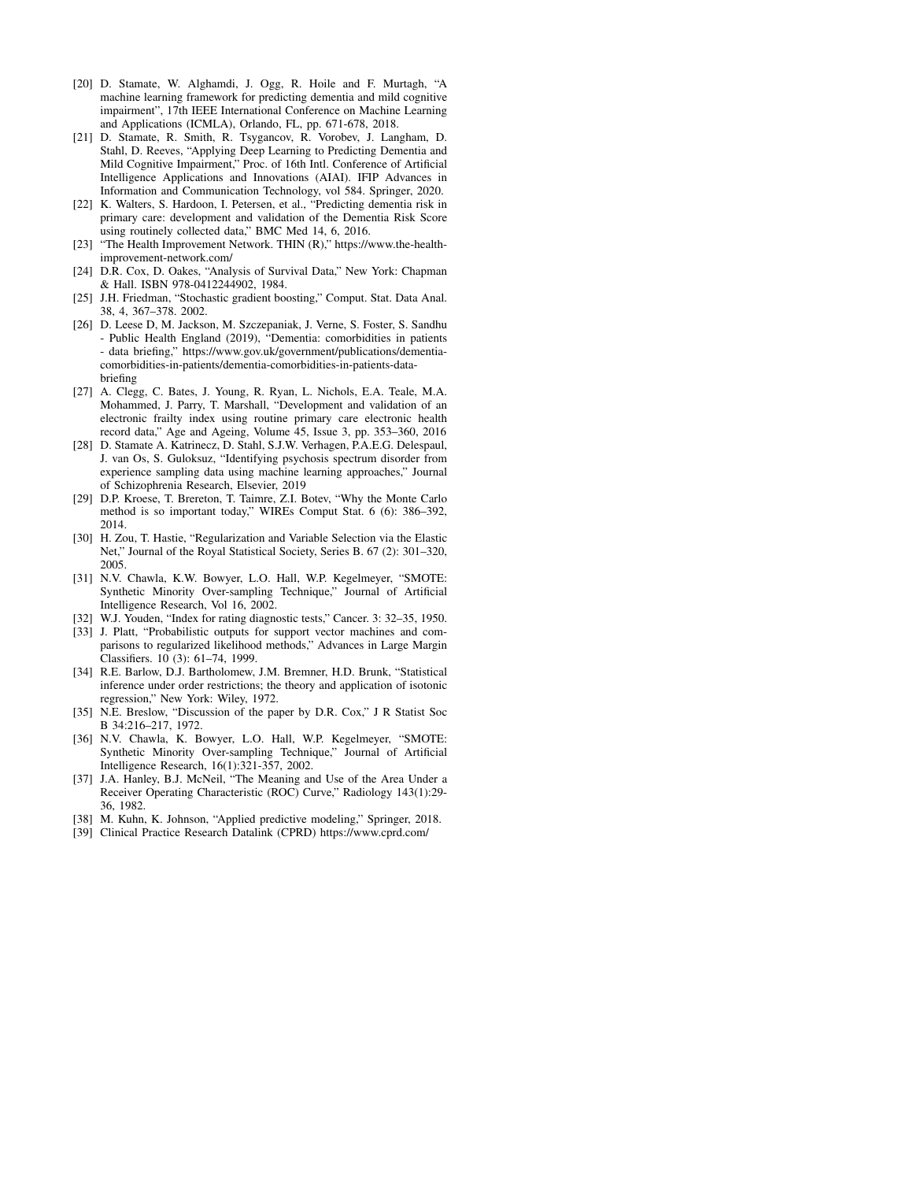[20] D. Stamate, W. Alghamdi, J. Ogg, R. Hoile and F. Murtagh, "A machine learning framework for predicting dementia and mild cognitive impairment", 17th IEEE International Conference on Machine Learning and Applications (ICMLA), Orlando, FL, pp. 671-678, 2018.

[21] D. Stamate, R. Smith, R. Tsygancov, R. Vorobev, J. Langham, D. Stahl, D. Reeves, "Applying Deep Learning to Predicting Dementia and Mild Cognitive Impairment," Proc. of 16th Intl. Conference of Artificial Intelligence Applications and Innovations (AIAI). IFIP Advances in Information and Communication Technology, vol 584. Springer, 2020.

[22] K. Walters, S. Hardoon, I. Petersen, et al., "Predicting dementia risk in primary care: development and validation of the Dementia Risk Score using routinely collected data," BMC Med 14, 6, 2016.

[23] "The Health Improvement Network. THIN (R)," https://www.the-health-improvement-network.com/

[24] D.R. Cox, D. Oakes, "Analysis of Survival Data," New York: Chapman & Hall. ISBN 978-0412244902, 1984.

[25] J.H. Friedman, "Stochastic gradient boosting," Comput. Stat. Data Anal. 38, 4, 367–378. 2002.

[26] D. Leese D, M. Jackson, M. Szczepaniak, J. Verne, S. Foster, S. Sandhu - Public Health England (2019), "Dementia: comorbidities in patients - data briefing," https://www.gov.uk/government/publications/dementia-comorbidities-in-patients/dementia-comorbidities-in-patients-data-briefing

[27] A. Clegg, C. Bates, J. Young, R. Ryan, L. Nichols, E.A. Teale, M.A. Mohammed, J. Parry, T. Marshall, "Development and validation of an electronic frailty index using routine primary care electronic health record data," Age and Ageing, Volume 45, Issue 3, pp. 353–360, 2016

[28] D. Stamate A. Katrinecz, D. Stahl, S.J.W. Verhagen, P.A.E.G. Delespaul, J. van Os, S. Guloksuz, "Identifying psychosis spectrum disorder from experience sampling data using machine learning approaches," Journal of Schizophrenia Research, Elsevier, 2019

[29] D.P. Kroese, T. Brereton, T. Taimre, Z.I. Botev, "Why the Monte Carlo method is so important today," WIREs Comput Stat. 6 (6): 386–392, 2014.

[30] H. Zou, T. Hastie, "Regularization and Variable Selection via the Elastic Net," Journal of the Royal Statistical Society, Series B. 67 (2): 301–320, 2005.

[31] N.V. Chawla, K.W. Bowyer, L.O. Hall, W.P. Kegelmeyer, "SMOTE: Synthetic Minority Over-sampling Technique," Journal of Artificial Intelligence Research, Vol 16, 2002.

[32] W.J. Youden, "Index for rating diagnostic tests," Cancer. 3: 32–35, 1950.

[33] J. Platt, "Probabilistic outputs for support vector machines and comparisons to regularized likelihood methods," Advances in Large Margin Classifiers. 10 (3): 61–74, 1999.

[34] R.E. Barlow, D.J. Bartholomew, J.M. Bremner, H.D. Brunk, "Statistical inference under order restrictions; the theory and application of isotonic regression," New York: Wiley, 1972.

[35] N.E. Breslow, "Discussion of the paper by D.R. Cox," J R Statist Soc B 34:216–217, 1972.

[36] N.V. Chawla, K. Bowyer, L.O. Hall, W.P. Kegelmeyer, "SMOTE: Synthetic Minority Over-sampling Technique," Journal of Artificial Intelligence Research, 16(1):321-357, 2002.

[37] J.A. Hanley, B.J. McNeil, "The Meaning and Use of the Area Under a Receiver Operating Characteristic (ROC) Curve," Radiology 143(1):29-36, 1982.

[38] M. Kuhn, K. Johnson, "Applied predictive modeling," Springer, 2018.

[39] Clinical Practice Research Datalink (CPRD) https://www.cprd.com/